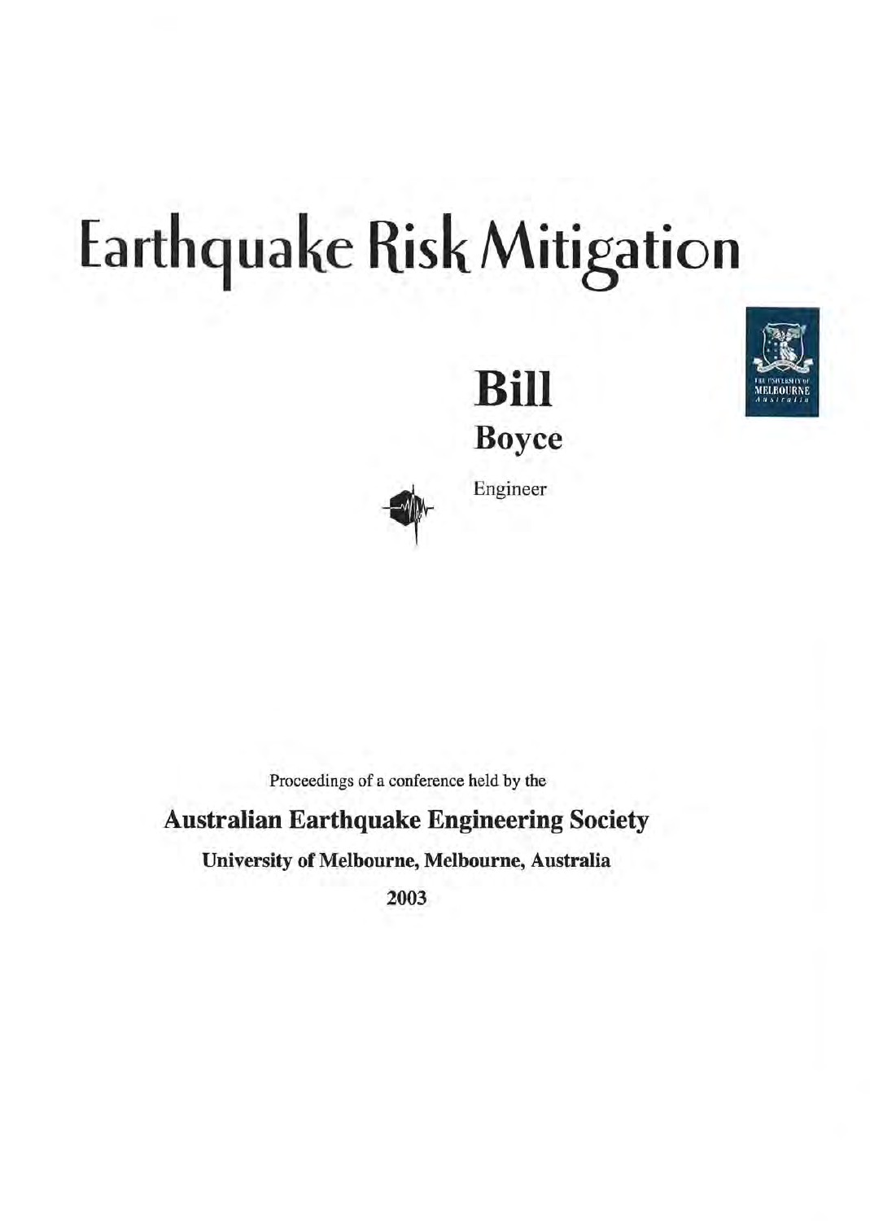# Earthquake Risk Mitigation

## Bill
### Boyce

Engineer

Proceedings of a conference held by the

**Australian Earthquake Engineering Society**

**University of Melbourne, Melbourne, Australia**

**2003**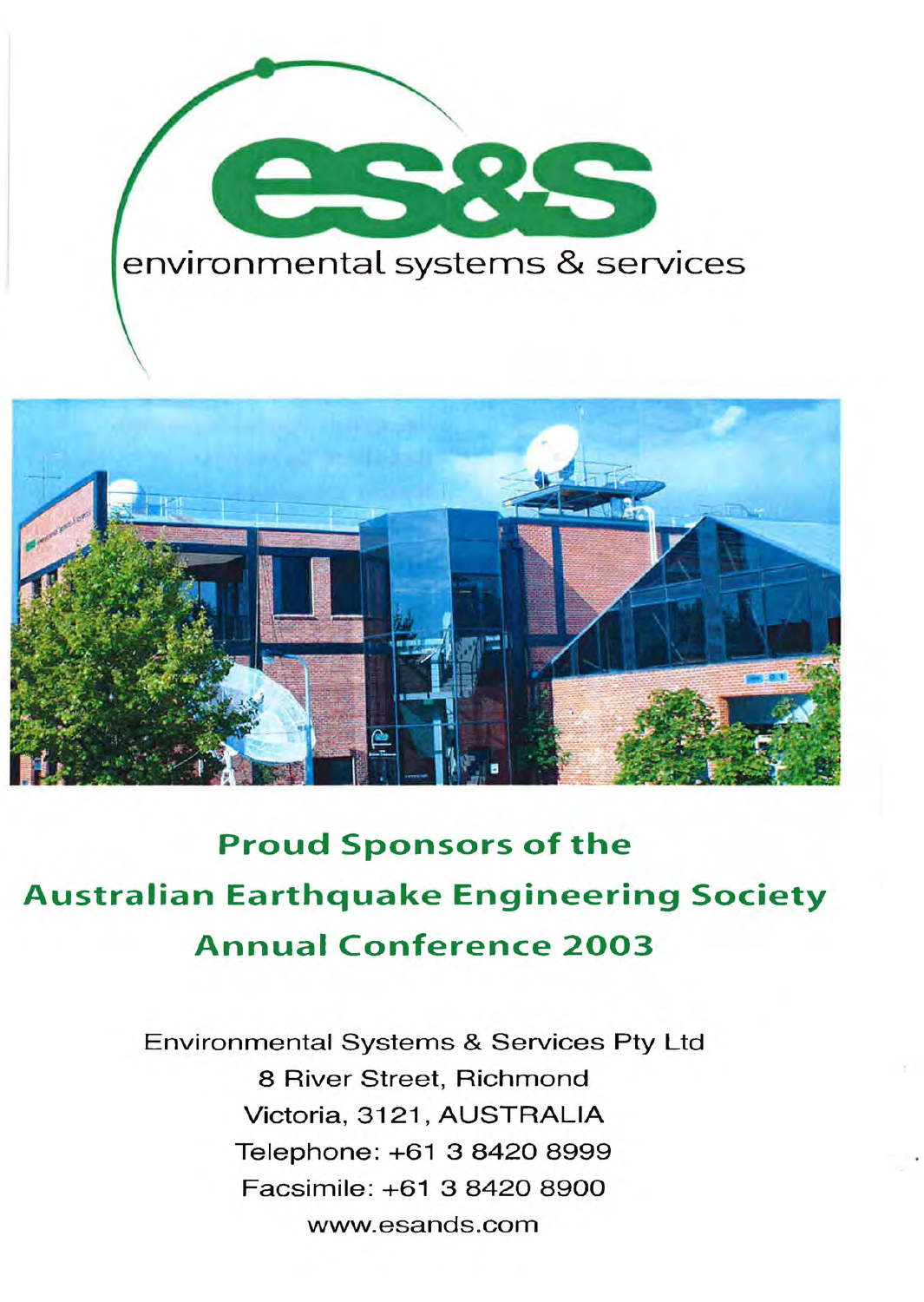# es&s

environmental systems & services

## Proud Sponsors of the Australian Earthquake Engineering Society Annual Conference 2003

Environmental Systems & Services Pty Ltd
8 River Street, Richmond
Victoria, 3121, AUSTRALIA
Telephone: +61 3 8420 8999
Facsimile: +61 3 8420 8900
www.esands.com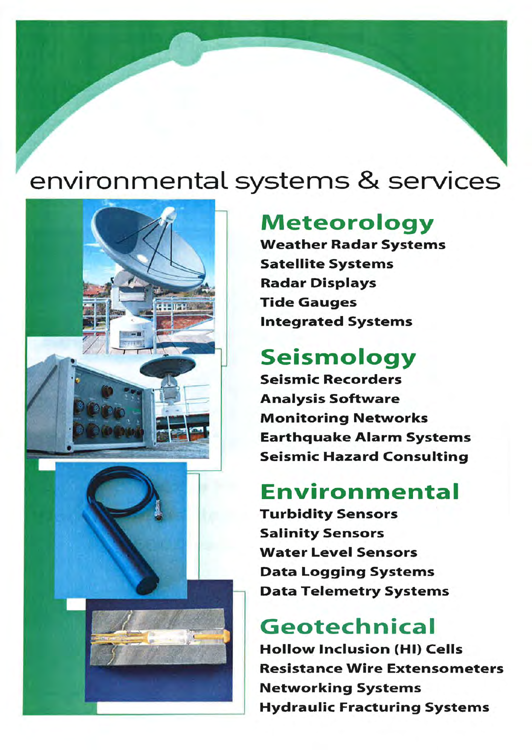# environmental systems & services

## Meteorology

**Weather Radar Systems**
**Satellite Systems**
**Radar Displays**
**Tide Gauges**
**Integrated Systems**

## Seismology

**Seismic Recorders**
**Analysis Software**
**Monitoring Networks**
**Earthquake Alarm Systems**
**Seismic Hazard Consulting**

## Environmental

**Turbidity Sensors**
**Salinity Sensors**
**Water Level Sensors**
**Data Logging Systems**
**Data Telemetry Systems**

## Geotechnical

**Hollow Inclusion (HI) Cells**
**Resistance Wire Extensometers**
**Networking Systems**
**Hydraulic Fracturing Systems**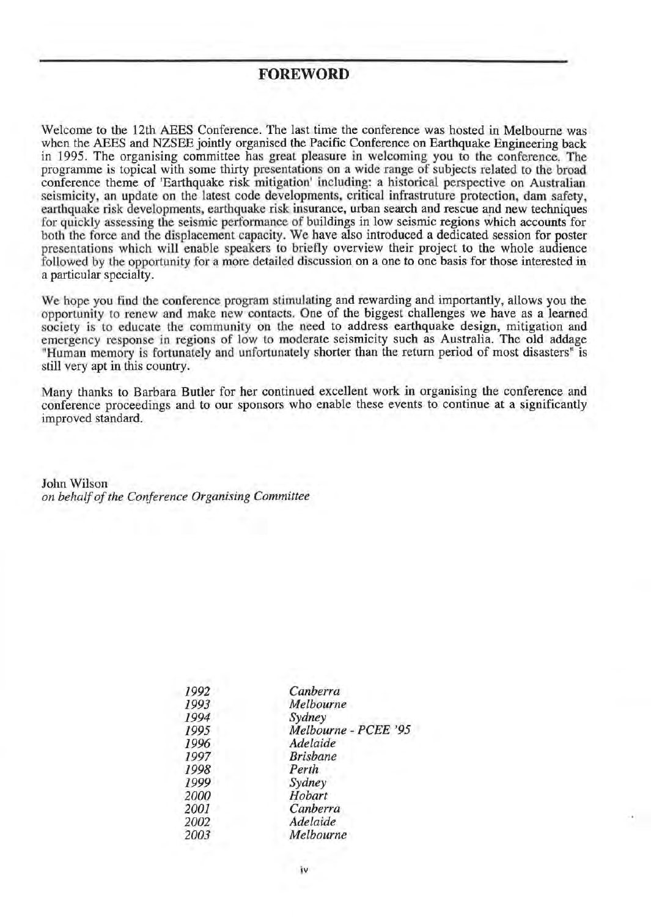## FOREWORD

Welcome to the 12th AEES Conference. The last time the conference was hosted in Melbourne was when the AEES and NZSEE jointly organised the Pacific Conference on Earthquake Engineering back in 1995. The organising committee has great pleasure in welcoming you to the conference. The programme is topical with some thirty presentations on a wide range of subjects related to the broad conference theme of 'Earthquake risk mitigation' including: a historical perspective on Australian seismicity, an update on the latest code developments, critical infrastruture protection, dam safety, earthquake risk developments, earthquake risk insurance, urban search and rescue and new techniques for quickly assessing the seismic performance of buildings in low seismic regions which accounts for both the force and the displacement capacity. We have also introduced a dedicated session for poster presentations which will enable speakers to briefly overview their project to the whole audience followed by the opportunity for a more detailed discussion on a one to one basis for those interested in a particular specialty.

We hope you find the conference program stimulating and rewarding and importantly, allows you the opportunity to renew and make new contacts. One of the biggest challenges we have as a learned society is to educate the community on the need to address earthquake design, mitigation and emergency response in regions of low to moderate seismicity such as Australia. The old addage "Human memory is fortunately and unfortunately shorter than the return period of most disasters" is still very apt in this country.

Many thanks to Barbara Butler for her continued excellent work in organising the conference and conference proceedings and to our sponsors who enable these events to continue at a significantly improved standard.

John Wilson
*on behalf of the Conference Organising Committee*

| | |
|---|---|
| *1992* | *Canberra* |
| *1993* | *Melbourne* |
| *1994* | *Sydney* |
| *1995* | *Melbourne - PCEE '95* |
| *1996* | *Adelaide* |
| *1997* | *Brisbane* |
| *1998* | *Perth* |
| *1999* | *Sydney* |
| *2000* | *Hobart* |
| *2001* | *Canberra* |
| *2002* | *Adelaide* |
| *2003* | *Melbourne* |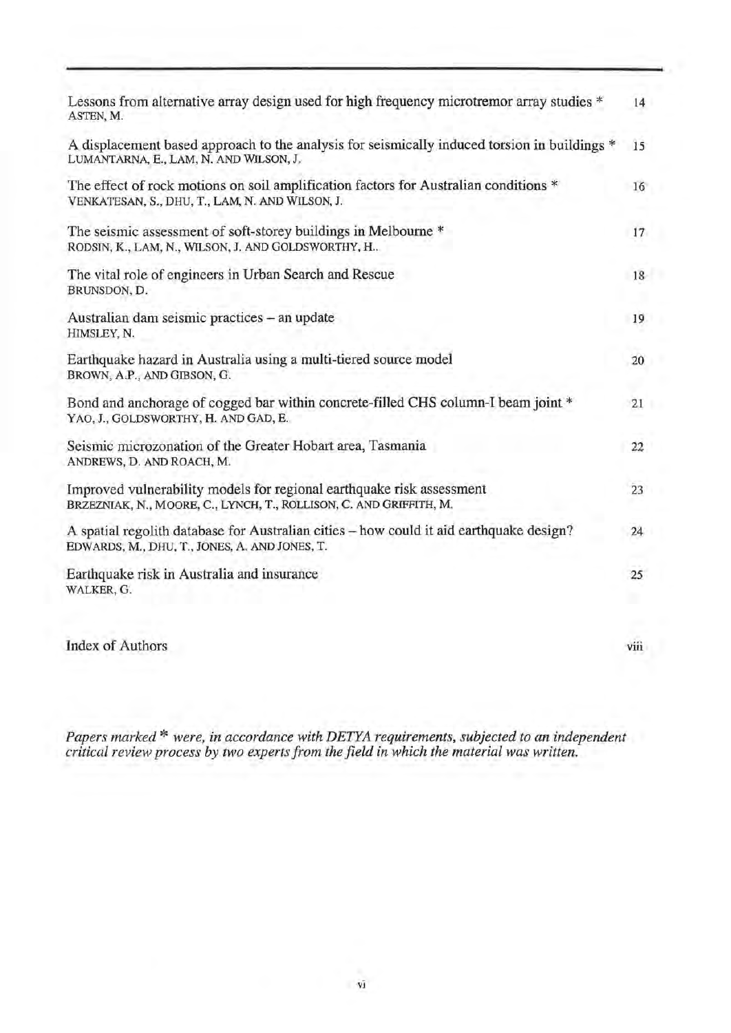| | |
|---|---|
| Lessons from alternative array design used for high frequency microtremor array studies *<br>ASTEN, M. | 14 |
| A displacement based approach to the analysis for seismically induced torsion in buildings *<br>LUMANTARNA, E., LAM, N. AND WILSON, J. | 15 |
| The effect of rock motions on soil amplification factors for Australian conditions *<br>VENKATESAN, S., DHU, T., LAM, N. AND WILSON, J. | 16 |
| The seismic assessment of soft-storey buildings in Melbourne *<br>RODSIN, K., LAM, N., WILSON, J. AND GOLDSWORTHY, H.. | 17 |
| The vital role of engineers in Urban Search and Rescue<br>BRUNSDON, D. | 18 |
| Australian dam seismic practices – an update<br>HIMSLEY, N. | 19 |
| Earthquake hazard in Australia using a multi-tiered source model<br>BROWN, A.P., AND GIBSON, G. | 20 |
| Bond and anchorage of cogged bar within concrete-filled CHS column-I beam joint *<br>YAO, J., GOLDSWORTHY, H. AND GAD, E. | 21 |
| Seismic microzonation of the Greater Hobart area, Tasmania<br>ANDREWS, D. AND ROACH, M. | 22 |
| Improved vulnerability models for regional earthquake risk assessment<br>BRZEZNIAK, N., MOORE, C., LYNCH, T., ROLLISON, C. AND GRIFFITH, M. | 23 |
| A spatial regolith database for Australian cities – how could it aid earthquake design?<br>EDWARDS, M., DHU, T., JONES, A. AND JONES, T. | 24 |
| Earthquake risk in Australia and insurance<br>WALKER, G. | 25 |
| Index of Authors | viii |

*Papers marked * were, in accordance with DETYA requirements, subjected to an independent critical review process by two experts from the field in which the material was written.*